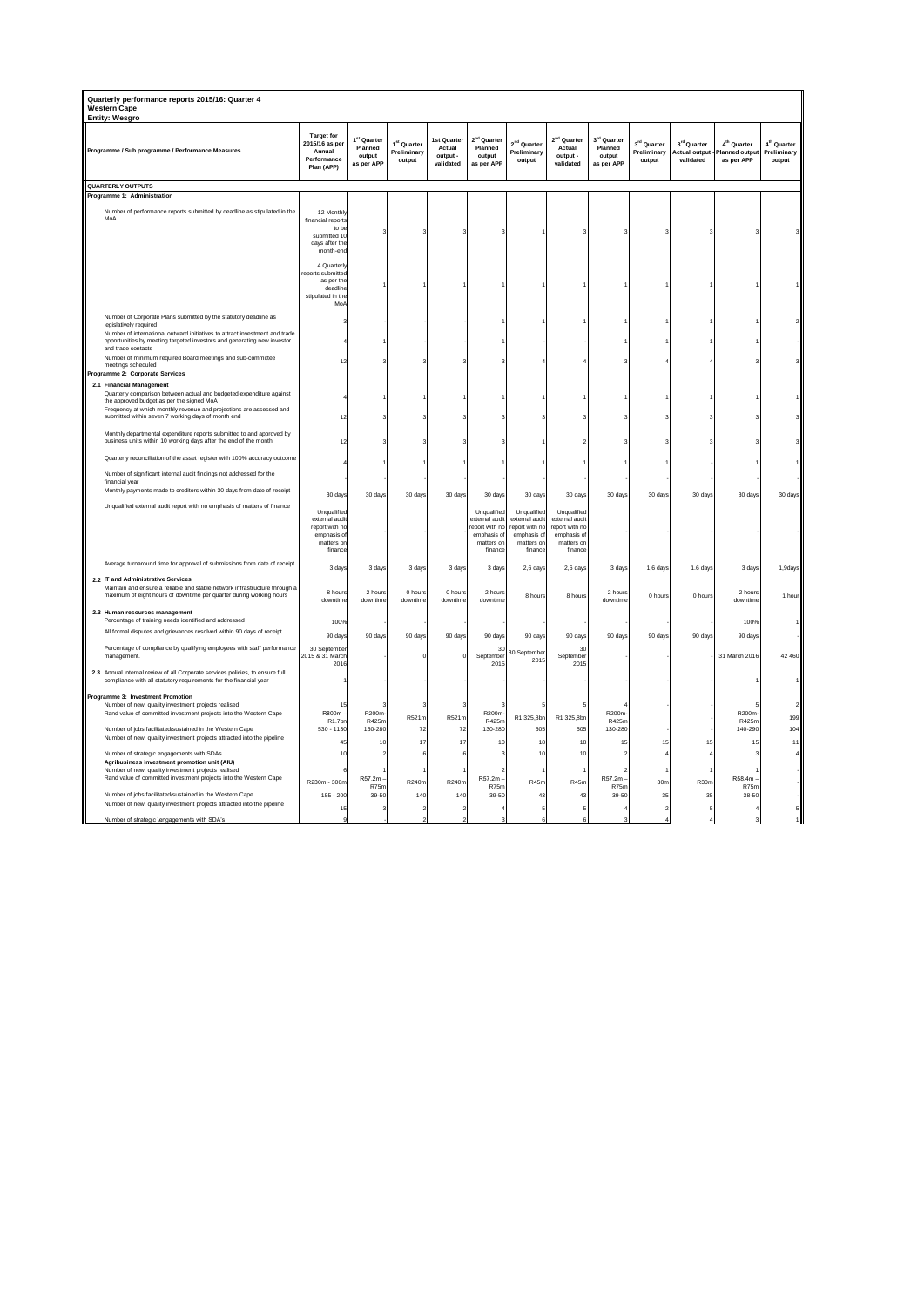**Quarterly performance reports 2015/16: Quarter 4**
**Western Cape**
**Entity: Wesgro**

| Programme / Sub programme / Performance Measures | Target for 2015/16 as per Annual Performance Plan (APP) | 1st Quarter Planned output as per APP | 1st Quarter Preliminary output | 1st Quarter Actual output - validated | 2nd Quarter Planned output as per APP | 2nd Quarter Preliminary output | 2nd Quarter Actual output - validated | 3rd Quarter Planned output as per APP | 3rd Quarter Preliminary output | 3rd Quarter Actual output - validated | 4th Quarter Planned output as per APP | 4th Quarter Preliminary output |
|---|---|---|---|---|---|---|---|---|---|---|---|---|
| **QUARTERLY OUTPUTS** | | | | | | | | | | | | |
| **Programme 1: Administration** | | | | | | | | | | | | |
| Number of performance reports submitted by deadline as stipulated in the MoA | 12 Monthly financial reports to be submitted 10 days after the month-end | 3 | 3 | 3 | 3 | 1 | 3 | 3 | 3 | 3 | 3 | 3 |
| | 4 Quarterly reports submitted as per the deadline stipulated in the MoA | 1 | 1 | 1 | 1 | 1 | 1 | 1 | 1 | 1 | 1 | 1 |
| Number of Corporate Plans submitted by the statutory deadline as legislatively required | 3 | - | - | - | 1 | 1 | 1 | 1 | 1 | 1 | 1 | 2 |
| Number of international outward initiatives to attract investment and trade opportunities by meeting targeted investors and generating new investor and trade contacts | 4 | 1 | - | - | 1 | - | - | 1 | 1 | 1 | 1 | - |
| Number of minimum required Board meetings and sub-committee meetings scheduled | 12 | 3 | 3 | 3 | 3 | 4 | 4 | 3 | 4 | 4 | 3 | 3 |
| **Programme 2: Corporate Services** | | | | | | | | | | | | |
| **2.1 Financial Management** | | | | | | | | | | | | |
| Quarterly comparison between actual and budgeted expenditure against the approved budget as per the signed MoA | 4 | 1 | 1 | 1 | 1 | 1 | 1 | 1 | 1 | 1 | 1 | 1 |
| Frequency at which monthly revenue and projections are assessed and submitted within seven 7 working days of month end | 12 | 3 | 3 | 3 | 3 | 3 | 3 | 3 | 3 | 3 | 3 | 3 |
| Monthly departmental expenditure reports submitted to and approved by business units within 10 working days after the end of the month | 12 | 3 | 3 | 3 | 3 | 1 | 2 | 3 | 3 | 3 | 3 | 3 |
| Quarterly reconciliation of the asset register with 100% accuracy outcome | 4 | 1 | 1 | 1 | 1 | 1 | 1 | 1 | 1 | - | 1 | 1 |
| Number of significant internal audit findings not addressed for the financial year | - | - | - | - | - | - | - | - | - | - | - | - |
| Monthly payments made to creditors within 30 days from date of receipt | 30 days | 30 days | 30 days | 30 days | 30 days | 30 days | 30 days | 30 days | 30 days | 30 days | 30 days | 30 days |
| Unqualified external audit report with no emphasis of matters of finance | Unqualified external audit report with no emphasis of matters on finance | - | - | - | Unqualified external audit report with no emphasis of matters on finance | Unqualified external audit report with no emphasis of matters on finance | Unqualified external audit report with no emphasis of matters on finance | - | - | - | - | - |
| Average turnaround time for approval of submissions from date of receipt | 3 days | 3 days | 3 days | 3 days | 3 days | 2,6 days | 2,6 days | 3 days | 1,6 days | 1.6 days | 3 days | 1,9days |
| **2.2 IT and Administrative Services** | | | | | | | | | | | | |
| Maintain and ensure a reliable and stable network infrastructure through a maximum of eight hours of downtime per quarter during working hours | 8 hours downtime | 2 hours downtime | 0 hours downtime | 0 hours downtime | 2 hours downtime | 8 hours | 8 hours | 2 hours downtime | 0 hours | 0 hours | 2 hours downtime | 1 hour |
| **2.3 Human resources management** | | | | | | | | | | | | |
| Percentage of training needs identified and addressed | 100% | - | - | - | - | - | - | - | - | - | 100% | 1 |
| All formal disputes and grievances resolved within 90 days of receipt | 90 days | 90 days | 90 days | 90 days | 90 days | 90 days | 90 days | 90 days | 90 days | 90 days | 90 days | - |
| Percentage of compliance by qualifying employees with staff performance management. | 30 September 2015 & 31 March 2016 | - | 0 | 0 | 30 September 2015 | 30 September 2015 | 30 September 2015 | - | - | - | 31 March 2016 | 42 460 |
| **2.3** Annual internal review of all Corporate services policies, to ensure full compliance with all statutory requirements for the financial year | 1 | - | - | - | - | - | - | - | - | - | 1 | 1 |
| **Programme 3: Investment Promotion** | | | | | | | | | | | | |
| Number of new, quality investment projects realised | 15 | 3 | 3 | 3 | 3 | 5 | 5 | 4 | - | - | 5 | 2 |
| Rand value of committed investment projects into the Western Cape | R800m – R1.7bn | R200m-R425m | R521m | R521m | R200m-R425m | R1 325,8bn | R1 325,8bn | R200m-R425m | - | - | R200m-R425m | 199 |
| Number of jobs facilitated/sustained in the Western Cape | 530 - 1130 | 130-280 | 72 | 72 | 130-280 | 505 | 505 | 130-280 | - | - | 140-290 | 104 |
| Number of new, quality investment projects attracted into the pipeline | 45 | 10 | 17 | 17 | 10 | 18 | 18 | 15 | 15 | 15 | 15 | 11 |
| Number of strategic engagements with SDAs | 10 | 2 | 6 | 6 | 3 | 10 | 10 | 2 | 4 | 4 | 3 | 4 |
| **Agribusiness investment promotion unit (AIU)** | | | | | | | | | | | | |
| Number of new, quality investment projects realised | 6 | 1 | 1 | 1 | 2 | 1 | 1 | 2 | 1 | 1 | 1 | - |
| Rand value of committed investment projects into the Western Cape | R230m - 300m | R57.2m – R75m | R240m | R240m | R57.2m – R75m | R45m | R45m | R57.2m – R75m | 30m | R30m | R58.4m – R75m | - |
| Number of jobs facilitated/sustained in the Western Cape | 155 - 200 | 39-50 | 140 | 140 | 39-50 | 43 | 43 | 39-50 | 35 | 35 | 38-50 | - |
| Number of new, quality investment projects attracted into the pipeline | 15 | 3 | 2 | 2 | 4 | 5 | 5 | 4 | 2 | 5 | 4 | 5 |
| Number of strategic \engagements with SDA's | 9 | - | 2 | 2 | 3 | 6 | 6 | 3 | 4 | 4 | 3 | 1 |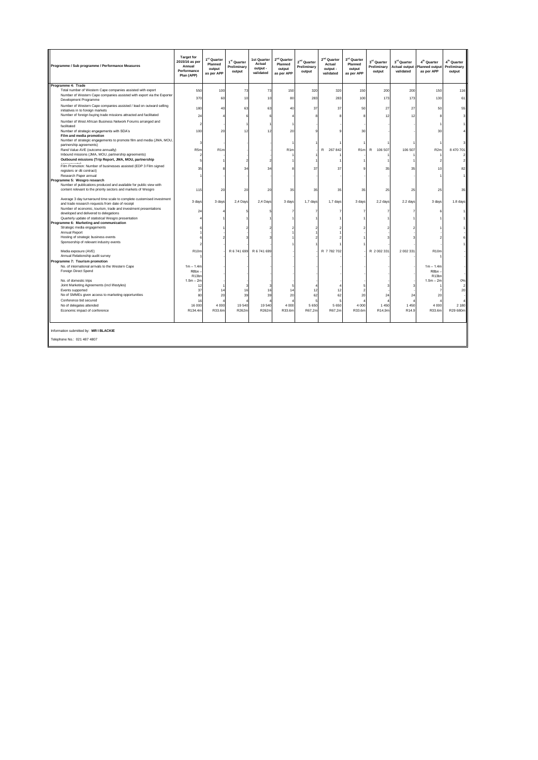| Programme / Sub programme / Performance Measures | Target for 2015/16 as per Annual Performance Plan (APP) | 1st Quarter Planned output as per APP | 1st Quarter Preliminary output | 1st Quarter Actual output - validated | 2nd Quarter Planned output as per APP | 2nd Quarter Preliminary output | 2nd Quarter Actual output - validated | 3rd Quarter Planned output as per APP | 3rd Quarter Preliminary output | 3rd Quarter Actual output - validated | 4th Quarter Planned output as per APP | 4th Quarter Preliminary output |
|---|---|---|---|---|---|---|---|---|---|---|---|---|
| **Programme 4: Trade** | | | | | | | | | | | | |
| Total number of Western Cape companies assisted with export | 550 | 100 | 73 | 73 | 150 | 320 | 320 | 150 | 200 | 200 | 150 | 116 |
| Number of Western Cape companies assisted with export via the Exporter Development Programme | 370 | 60 | 10 | 10 | 80 | 283 | 283 | 100 | 173 | 173 | 130 | 61 |
| Number of Western Cape companies assisted / lead on outward selling initiatives in to foreign markets | 180 | 40 | 63 | 63 | 40 | 37 | 37 | 50 | 27 | 27 | 50 | 55 |
| Number of foreign buying trade missions attracted and facilitated | 24 | 4 | 6 | 6 | 4 | 8 | 8 | 8 | 12 | 12 | 8 | 3 |
| Number of West African Business Network Forums arranged and facilitated | 2 | - | 1 | 1 | 1 | - | - | - | - | - | 1 | 1 |
| Number of strategic engagements with SDA's | 100 | 20 | 12 | 12 | 20 | 9 | 9 | 30 | - | - | 30 | 4 |
| **Film and media promotion** | | | | | | | | | | | | |
| Number of strategic engagements to promote film and media (JMA, MOU, partnership agreements) | 3 | - | - | - | 1 | 1 | 1 | 1 | 1 | 1 | 1 | 3 |
| Rand Value AVE (outcome annually) | R5m | R1m | - | - | R1m | - | R 267 842 | R1m | R 106 507 | 106 507 | R2m | 8 470 701 |
| Inbound missions (JMA, MOU, partnership agreements) | 2 | - | - | - | 1 | 1 | 1 | - | 1 | 1 | 1 | 2 |
| **Outbound missions (Trip Report, JMA, MOU, partnership** | 5 | 1 | 2 | 2 | 1 | 1 | 1 | 1 | 1 | 1 | 2 | 2 |
| Film Promotion: Number of businesses assisted (EDP 3 Film signed registers or dti contract) | 35 | 8 | 34 | 34 | 8 | 37 | 37 | 9 | 35 | 35 | 10 | 82 |
| Research Paper annual | 1 | - | - | - | - | - | - | - | - | - | 1 | 1 |
| **Programme 5: Wesgro research** | | | | | | | | | | | | |
| Number of publications produced and available for public view with content relevant to the priority sectors and markets of Wesgro | 115 | 20 | 20 | 20 | 35 | 35 | 35 | 35 | 25 | 25 | 25 | 35 |
| Average 3 day turnaround time scale to complete customised investment and trade research requests from date of receipt | 3 days | 3 days | 2,4 Days | 2,4 Days | 3 days | 1,7 days | 1,7 days | 3 days | 2,2 days | 2.2 days | 3 days | 1.8 days |
| Number of economic, tourism, trade and investment presentations developed and delivered to delegations | 24 | 4 | 5 | 5 | 7 | 7 | 7 | 7 | 7 | 7 | 6 | 1 |
| Quarterly update of statistical Wesgro presentation | 4 | 1 | 1 | 1 | 1 | 1 | 1 | 1 | 1 | 1 | 1 | 1 |
| **Programme 6: Marketing and communication** | | | | | | | | | | | | |
| Strategic media engagements | 6 | 1 | 2 | 2 | 2 | 2 | 2 | 2 | 2 | 2 | 1 | 1 |
| Annual Report | 1 | - | - | - | 1 | 1 | 1 | - | - | - | - | - |
| Hosting of strategic business events | 6 | 2 | 3 | 3 | 1 | 2 | 2 | 1 | 3 | 3 | 2 | 6 |
| Sponsorship of relevant industry events | 2 | - | - | - | 1 | 1 | 1 | 1 | - | - | - | 1 |
| Media exposure (AVE) | R10m | - | R 6 741 699 | R 6 741 699 | - | - | R 7 782 702 | - | R 2 002 331 | 2 002 331 | R10m | - |
| Annual Relationship audit survey | 1 | - | - | - | - | - | - | - | - | - | 1 | - |
| **Programme 7: Tourism promotion** | | | | | | | | | | | | |
| No. of international arrivals to the Western Cape | 1m – 1.4m | - | - | - | - | - | - | - | - | - | 1m – 1.4m | - |
| Foreign Direct Spend | R8bn – R13bn | - | - | - | - | - | - | - | - | - | R8bn – R13bn | - |
| No. of domestic trips | 1.5m – 2m | - | - | - | - | - | - | - | - | - | 1.5m – 2m | 0% |
| Joint Marketing Agreements (incl lifestyles) | 12 | 1 | 3 | 3 | 5 | 4 | 4 | 5 | 3 | 3 | 1 | 2 |
| Events supported | 37 | 14 | 16 | 16 | 14 | 12 | 12 | 2 | - | - | 7 | 20 |
| No of SMMEs given access to marketing opportunities | 80 | 20 | 39 | 39 | 20 | 62 | 62 | 20 | 24 | 24 | 20 | - |
| Conference bid secured | 16 | 4 | 4 | 4 | 4 | 5 | 5 | 4 | 4 | 4 | 4 | 4 |
| No of delegates attended | 16 000 | 4 000 | 19 540 | 19 540 | 4 000 | 5 650 | 5 650 | 4 000 | 1 450 | 1 450 | 4 000 | 2 180 |
| Economic impact of conference | R134.4m | R33.6m | R262m | R262m | R33.6m | R67,2m | R67,2m | R33.6m | R14,9m | R14.9 | R33.6m | R29 680m |

Information submitted by: **MR I BLACKIE**

Telephone No.: 021 487 4807